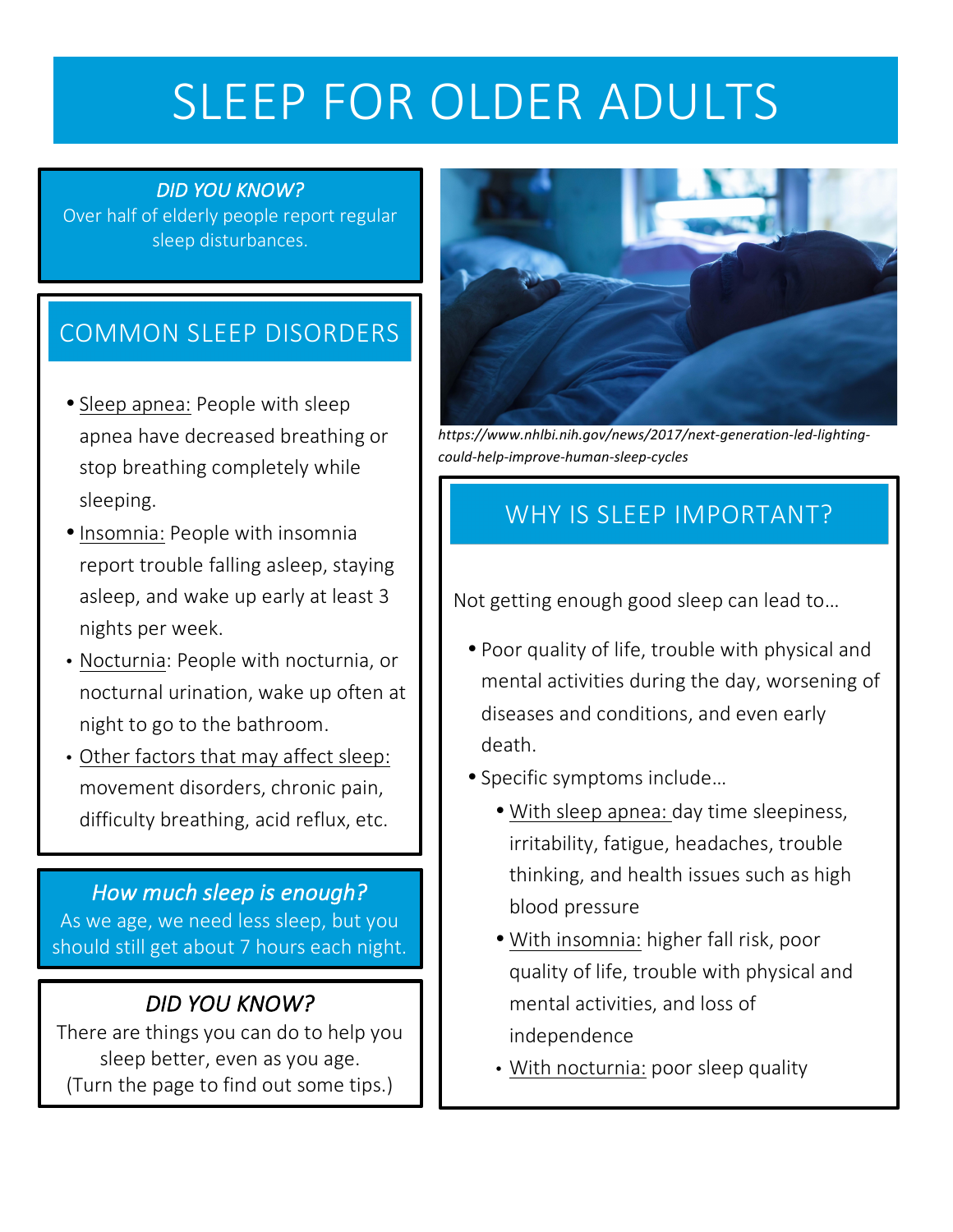# SLEEP FOR OLDER ADULTS

*DID YOU KNOW?*
Over half of elderly people report regular sleep disturbances.

## COMMON SLEEP DISORDERS

- Sleep apnea: People with sleep apnea have decreased breathing or stop breathing completely while sleeping.
- Insomnia: People with insomnia report trouble falling asleep, staying asleep, and wake up early at least 3 nights per week.
- Nocturnia: People with nocturnia, or nocturnal urination, wake up often at night to go to the bathroom.
- Other factors that may affect sleep: movement disorders, chronic pain, difficulty breathing, acid reflux, etc.

*How much sleep is enough?*
As we age, we need less sleep, but you should still get about 7 hours each night.

*DID YOU KNOW?*
There are things you can do to help you sleep better, even as you age.
(Turn the page to find out some tips.)

*https://www.nhlbi.nih.gov/news/2017/next-generation-led-lighting-could-help-improve-human-sleep-cycles*

## WHY IS SLEEP IMPORTANT?

Not getting enough good sleep can lead to…

- Poor quality of life, trouble with physical and mental activities during the day, worsening of diseases and conditions, and even early death.
- Specific symptoms include…
  - With sleep apnea: day time sleepiness, irritability, fatigue, headaches, trouble thinking, and health issues such as high blood pressure
  - With insomnia: higher fall risk, poor quality of life, trouble with physical and mental activities, and loss of independence
  - With nocturnia: poor sleep quality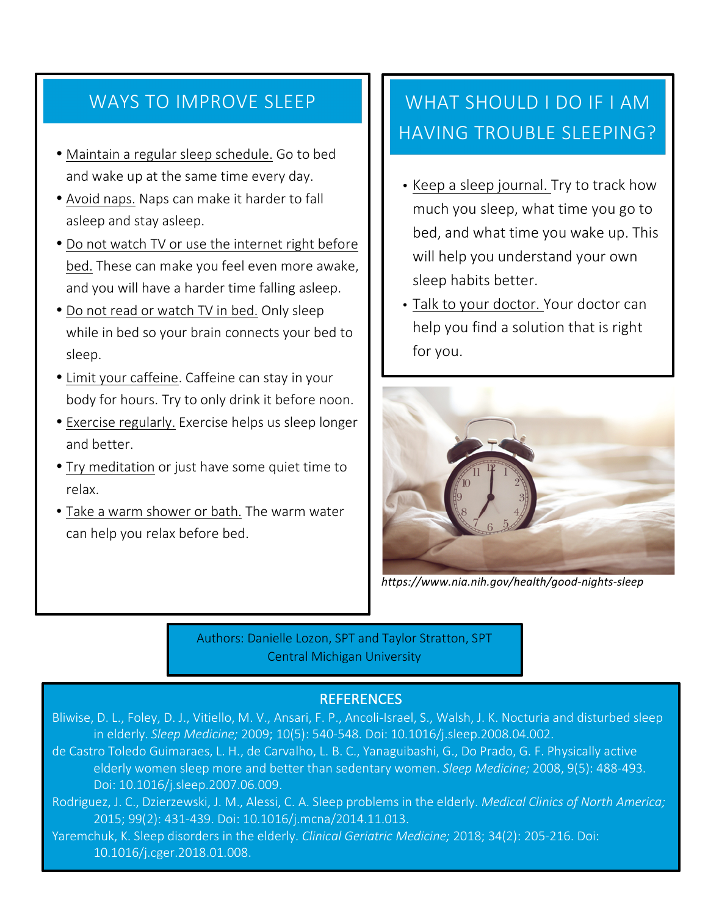## WAYS TO IMPROVE SLEEP

- Maintain a regular sleep schedule. Go to bed and wake up at the same time every day.
- Avoid naps. Naps can make it harder to fall asleep and stay asleep.
- Do not watch TV or use the internet right before bed. These can make you feel even more awake, and you will have a harder time falling asleep.
- Do not read or watch TV in bed. Only sleep while in bed so your brain connects your bed to sleep.
- Limit your caffeine. Caffeine can stay in your body for hours. Try to only drink it before noon.
- Exercise regularly. Exercise helps us sleep longer and better.
- Try meditation or just have some quiet time to relax.
- Take a warm shower or bath. The warm water can help you relax before bed.

## WHAT SHOULD I DO IF I AM HAVING TROUBLE SLEEPING?

- Keep a sleep journal. Try to track how much you sleep, what time you go to bed, and what time you wake up. This will help you understand your own sleep habits better.
- Talk to your doctor. Your doctor can help you find a solution that is right for you.

*https://www.nia.nih.gov/health/good-nights-sleep*

Authors: Danielle Lozon, SPT and Taylor Stratton, SPT
Central Michigan University

## REFERENCES

Bliwise, D. L., Foley, D. J., Vitiello, M. V., Ansari, F. P., Ancoli-Israel, S., Walsh, J. K. Nocturia and disturbed sleep in elderly. *Sleep Medicine;* 2009; 10(5): 540-548. Doi: 10.1016/j.sleep.2008.04.002.

de Castro Toledo Guimaraes, L. H., de Carvalho, L. B. C., Yanaguibashi, G., Do Prado, G. F. Physically active elderly women sleep more and better than sedentary women. *Sleep Medicine;* 2008, 9(5): 488-493. Doi: 10.1016/j.sleep.2007.06.009.

Rodriguez, J. C., Dzierzewski, J. M., Alessi, C. A. Sleep problems in the elderly. *Medical Clinics of North America;* 2015; 99(2): 431-439. Doi: 10.1016/j.mcna/2014.11.013.

Yaremchuk, K. Sleep disorders in the elderly. *Clinical Geriatric Medicine;* 2018; 34(2): 205-216. Doi: 10.1016/j.cger.2018.01.008.